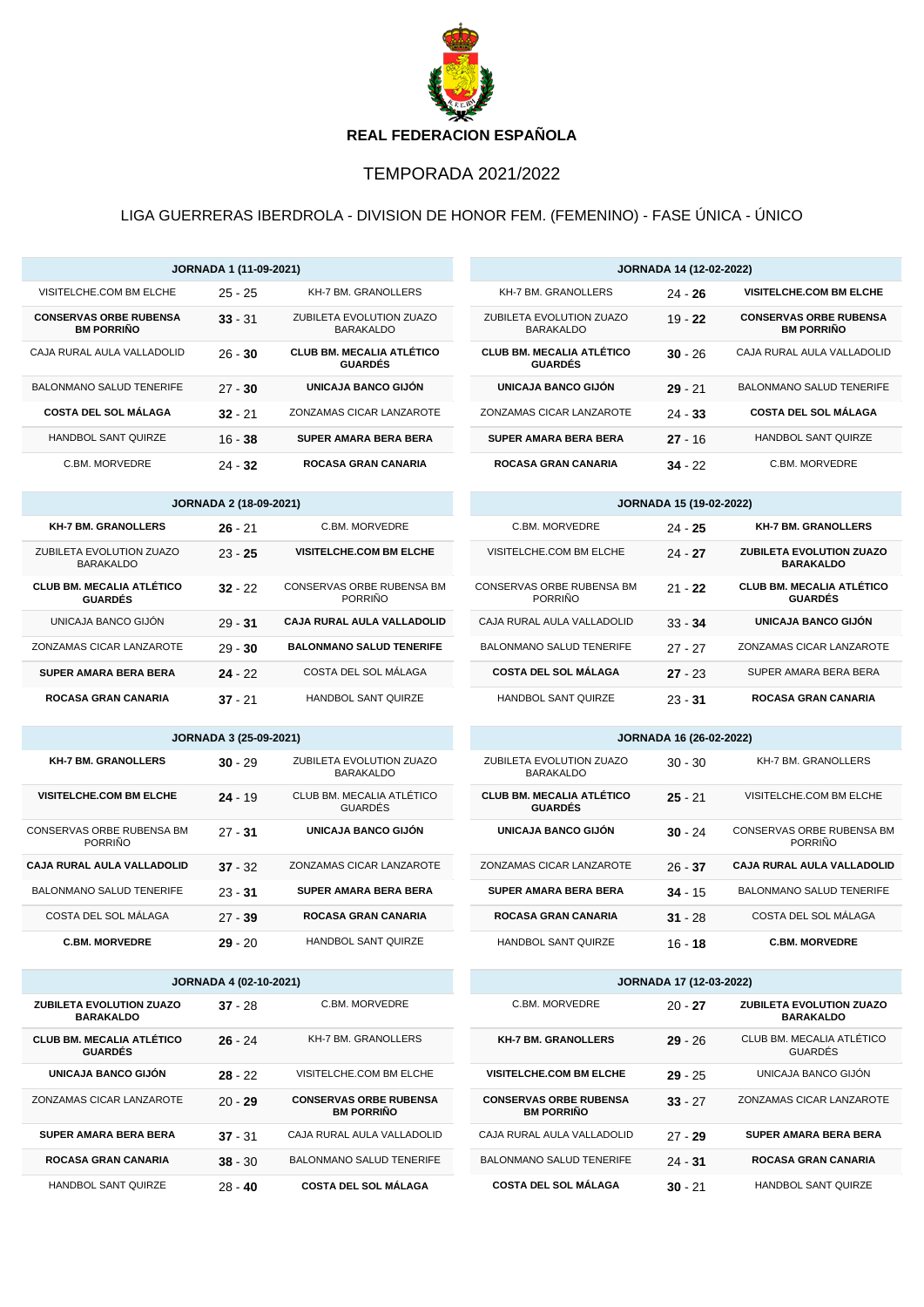**REAL FEDERACION ESPAÑOLA**

TEMPORADA 2021/2022

LIGA GUERRERAS IBERDROLA - DIVISION DE HONOR FEM. (FEMENINO) - FASE ÚNICA - ÚNICO

| JORNADA 1 (11-09-2021) | | |
|---|---|---|
| VISITELCHE.COM BM ELCHE | 25 - 25 | KH-7 BM. GRANOLLERS |
| **CONSERVAS ORBE RUBENSA BM PORRIÑO** | **33** - 31 | ZUBILETA EVOLUTION ZUAZO BARAKALDO |
| CAJA RURAL AULA VALLADOLID | 26 - **30** | **CLUB BM. MECALIA ATLÉTICO GUARDÉS** |
| BALONMANO SALUD TENERIFE | 27 - **30** | **UNICAJA BANCO GIJÓN** |
| **COSTA DEL SOL MÁLAGA** | **32** - 21 | ZONZAMAS CICAR LANZAROTE |
| HANDBOL SANT QUIRZE | 16 - **38** | **SUPER AMARA BERA BERA** |
| C.BM. MORVEDRE | 24 - **32** | **ROCASA GRAN CANARIA** |

| JORNADA 14 (12-02-2022) | | |
|---|---|---|
| KH-7 BM. GRANOLLERS | 24 - **26** | **VISITELCHE.COM BM ELCHE** |
| ZUBILETA EVOLUTION ZUAZO BARAKALDO | 19 - **22** | **CONSERVAS ORBE RUBENSA BM PORRIÑO** |
| **CLUB BM. MECALIA ATLÉTICO GUARDÉS** | **30** - 26 | CAJA RURAL AULA VALLADOLID |
| **UNICAJA BANCO GIJÓN** | **29** - 21 | BALONMANO SALUD TENERIFE |
| ZONZAMAS CICAR LANZAROTE | 24 - **33** | **COSTA DEL SOL MÁLAGA** |
| **SUPER AMARA BERA BERA** | **27** - 16 | HANDBOL SANT QUIRZE |
| **ROCASA GRAN CANARIA** | **34** - 22 | C.BM. MORVEDRE |

| JORNADA 2 (18-09-2021) | | |
|---|---|---|
| **KH-7 BM. GRANOLLERS** | **26** - 21 | C.BM. MORVEDRE |
| ZUBILETA EVOLUTION ZUAZO BARAKALDO | 23 - **25** | **VISITELCHE.COM BM ELCHE** |
| **CLUB BM. MECALIA ATLÉTICO GUARDÉS** | **32** - 22 | CONSERVAS ORBE RUBENSA BM PORRIÑO |
| UNICAJA BANCO GIJÓN | 29 - **31** | **CAJA RURAL AULA VALLADOLID** |
| ZONZAMAS CICAR LANZAROTE | 29 - **30** | **BALONMANO SALUD TENERIFE** |
| **SUPER AMARA BERA BERA** | **24** - 22 | COSTA DEL SOL MÁLAGA |
| **ROCASA GRAN CANARIA** | **37** - 21 | HANDBOL SANT QUIRZE |

| JORNADA 15 (19-02-2022) | | |
|---|---|---|
| C.BM. MORVEDRE | 24 - **25** | **KH-7 BM. GRANOLLERS** |
| VISITELCHE.COM BM ELCHE | 24 - **27** | **ZUBILETA EVOLUTION ZUAZO BARAKALDO** |
| CONSERVAS ORBE RUBENSA BM PORRIÑO | 21 - **22** | **CLUB BM. MECALIA ATLÉTICO GUARDÉS** |
| CAJA RURAL AULA VALLADOLID | 33 - **34** | **UNICAJA BANCO GIJÓN** |
| BALONMANO SALUD TENERIFE | 27 - 27 | ZONZAMAS CICAR LANZAROTE |
| **COSTA DEL SOL MÁLAGA** | **27** - 23 | SUPER AMARA BERA BERA |
| HANDBOL SANT QUIRZE | 23 - **31** | **ROCASA GRAN CANARIA** |

| JORNADA 3 (25-09-2021) | | |
|---|---|---|
| **KH-7 BM. GRANOLLERS** | **30** - 29 | ZUBILETA EVOLUTION ZUAZO BARAKALDO |
| **VISITELCHE.COM BM ELCHE** | **24** - 19 | CLUB BM. MECALIA ATLÉTICO GUARDÉS |
| CONSERVAS ORBE RUBENSA BM PORRIÑO | 27 - **31** | **UNICAJA BANCO GIJÓN** |
| **CAJA RURAL AULA VALLADOLID** | **37** - 32 | ZONZAMAS CICAR LANZAROTE |
| BALONMANO SALUD TENERIFE | 23 - **31** | **SUPER AMARA BERA BERA** |
| COSTA DEL SOL MÁLAGA | 27 - **39** | **ROCASA GRAN CANARIA** |
| **C.BM. MORVEDRE** | **29** - 20 | HANDBOL SANT QUIRZE |

| JORNADA 16 (26-02-2022) | | |
|---|---|---|
| ZUBILETA EVOLUTION ZUAZO BARAKALDO | 30 - 30 | KH-7 BM. GRANOLLERS |
| **CLUB BM. MECALIA ATLÉTICO GUARDÉS** | **25** - 21 | VISITELCHE.COM BM ELCHE |
| **UNICAJA BANCO GIJÓN** | **30** - 24 | CONSERVAS ORBE RUBENSA BM PORRIÑO |
| ZONZAMAS CICAR LANZAROTE | 26 - **37** | **CAJA RURAL AULA VALLADOLID** |
| **SUPER AMARA BERA BERA** | **34** - 15 | BALONMANO SALUD TENERIFE |
| **ROCASA GRAN CANARIA** | **31** - 28 | COSTA DEL SOL MÁLAGA |
| HANDBOL SANT QUIRZE | 16 - **18** | **C.BM. MORVEDRE** |

| JORNADA 4 (02-10-2021) | | |
|---|---|---|
| **ZUBILETA EVOLUTION ZUAZO BARAKALDO** | **37** - 28 | C.BM. MORVEDRE |
| **CLUB BM. MECALIA ATLÉTICO GUARDÉS** | **26** - 24 | KH-7 BM. GRANOLLERS |
| **UNICAJA BANCO GIJÓN** | **28** - 22 | VISITELCHE.COM BM ELCHE |
| ZONZAMAS CICAR LANZAROTE | 20 - **29** | **CONSERVAS ORBE RUBENSA BM PORRIÑO** |
| **SUPER AMARA BERA BERA** | **37** - 31 | CAJA RURAL AULA VALLADOLID |
| **ROCASA GRAN CANARIA** | **38** - 30 | BALONMANO SALUD TENERIFE |
| HANDBOL SANT QUIRZE | 28 - **40** | **COSTA DEL SOL MÁLAGA** |

| JORNADA 17 (12-03-2022) | | |
|---|---|---|
| C.BM. MORVEDRE | 20 - **27** | **ZUBILETA EVOLUTION ZUAZO BARAKALDO** |
| **KH-7 BM. GRANOLLERS** | **29** - 26 | CLUB BM. MECALIA ATLÉTICO GUARDÉS |
| **VISITELCHE.COM BM ELCHE** | **29** - 25 | UNICAJA BANCO GIJÓN |
| **CONSERVAS ORBE RUBENSA BM PORRIÑO** | **33** - 27 | ZONZAMAS CICAR LANZAROTE |
| CAJA RURAL AULA VALLADOLID | 27 - **29** | **SUPER AMARA BERA BERA** |
| BALONMANO SALUD TENERIFE | 24 - **31** | **ROCASA GRAN CANARIA** |
| **COSTA DEL SOL MÁLAGA** | **30** - 21 | HANDBOL SANT QUIRZE |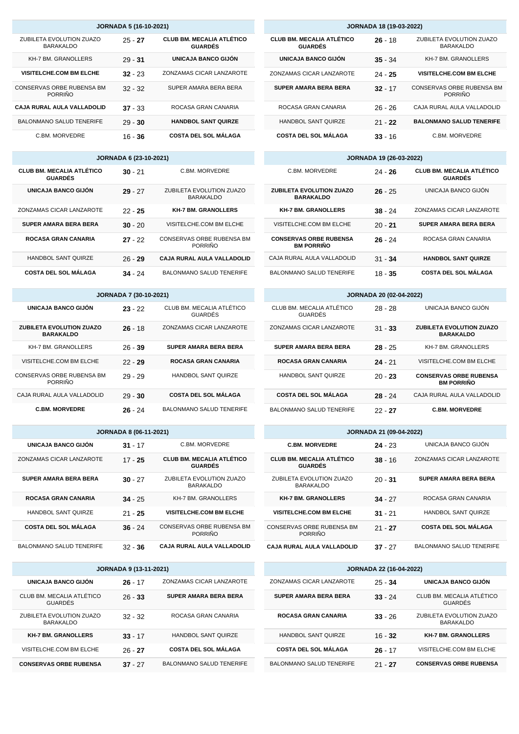| JORNADA 5 (16-10-2021) | | |
|---|---|---|
| ZUBILETA EVOLUTION ZUAZO BARAKALDO | 25 - **27** | **CLUB BM. MECALIA ATLÉTICO GUARDÉS** |
| KH-7 BM. GRANOLLERS | 29 - **31** | **UNICAJA BANCO GIJÓN** |
| **VISITELCHE.COM BM ELCHE** | **32** - 23 | ZONZAMAS CICAR LANZAROTE |
| CONSERVAS ORBE RUBENSA BM PORRIÑO | 32 - 32 | SUPER AMARA BERA BERA |
| **CAJA RURAL AULA VALLADOLID** | **37** - 33 | ROCASA GRAN CANARIA |
| BALONMANO SALUD TENERIFE | 29 - **30** | **HANDBOL SANT QUIRZE** |
| C.BM. MORVEDRE | 16 - **36** | **COSTA DEL SOL MÁLAGA** |

| JORNADA 6 (23-10-2021) | | |
|---|---|---|
| **CLUB BM. MECALIA ATLÉTICO GUARDÉS** | **30** - 21 | C.BM. MORVEDRE |
| **UNICAJA BANCO GIJÓN** | **29** - 27 | ZUBILETA EVOLUTION ZUAZO BARAKALDO |
| ZONZAMAS CICAR LANZAROTE | 22 - **25** | **KH-7 BM. GRANOLLERS** |
| **SUPER AMARA BERA BERA** | **30** - 20 | VISITELCHE.COM BM ELCHE |
| **ROCASA GRAN CANARIA** | **27** - 22 | CONSERVAS ORBE RUBENSA BM PORRIÑO |
| HANDBOL SANT QUIRZE | 26 - **29** | **CAJA RURAL AULA VALLADOLID** |
| **COSTA DEL SOL MÁLAGA** | **34** - 24 | BALONMANO SALUD TENERIFE |

| JORNADA 7 (30-10-2021) | | |
|---|---|---|
| **UNICAJA BANCO GIJÓN** | **23** - 22 | CLUB BM. MECALIA ATLÉTICO GUARDÉS |
| **ZUBILETA EVOLUTION ZUAZO BARAKALDO** | **26** - 18 | ZONZAMAS CICAR LANZAROTE |
| KH-7 BM. GRANOLLERS | 26 - **39** | **SUPER AMARA BERA BERA** |
| VISITELCHE.COM BM ELCHE | 22 - **29** | **ROCASA GRAN CANARIA** |
| CONSERVAS ORBE RUBENSA BM PORRIÑO | 29 - 29 | HANDBOL SANT QUIRZE |
| CAJA RURAL AULA VALLADOLID | 29 - **30** | **COSTA DEL SOL MÁLAGA** |
| **C.BM. MORVEDRE** | **26** - 24 | BALONMANO SALUD TENERIFE |

| JORNADA 8 (06-11-2021) | | |
|---|---|---|
| **UNICAJA BANCO GIJÓN** | **31** - 17 | C.BM. MORVEDRE |
| ZONZAMAS CICAR LANZAROTE | 17 - **25** | **CLUB BM. MECALIA ATLÉTICO GUARDÉS** |
| **SUPER AMARA BERA BERA** | **30** - 27 | ZUBILETA EVOLUTION ZUAZO BARAKALDO |
| **ROCASA GRAN CANARIA** | **34** - 25 | KH-7 BM. GRANOLLERS |
| HANDBOL SANT QUIRZE | 21 - **25** | **VISITELCHE.COM BM ELCHE** |
| **COSTA DEL SOL MÁLAGA** | **36** - 24 | CONSERVAS ORBE RUBENSA BM PORRIÑO |
| BALONMANO SALUD TENERIFE | 32 - **36** | **CAJA RURAL AULA VALLADOLID** |

| JORNADA 9 (13-11-2021) | | |
|---|---|---|
| **UNICAJA BANCO GIJÓN** | **26** - 17 | ZONZAMAS CICAR LANZAROTE |
| CLUB BM. MECALIA ATLÉTICO GUARDÉS | 26 - **33** | **SUPER AMARA BERA BERA** |
| ZUBILETA EVOLUTION ZUAZO BARAKALDO | 32 - 32 | ROCASA GRAN CANARIA |
| **KH-7 BM. GRANOLLERS** | **33** - 17 | HANDBOL SANT QUIRZE |
| VISITELCHE.COM BM ELCHE | 26 - **27** | **COSTA DEL SOL MÁLAGA** |
| **CONSERVAS ORBE RUBENSA** | **37** - 27 | BALONMANO SALUD TENERIFE |

| JORNADA 18 (19-03-2022) | | |
|---|---|---|
| **CLUB BM. MECALIA ATLÉTICO GUARDÉS** | **26** - 18 | ZUBILETA EVOLUTION ZUAZO BARAKALDO |
| **UNICAJA BANCO GIJÓN** | **35** - 34 | KH-7 BM. GRANOLLERS |
| ZONZAMAS CICAR LANZAROTE | 24 - **25** | **VISITELCHE.COM BM ELCHE** |
| **SUPER AMARA BERA BERA** | **32** - 17 | CONSERVAS ORBE RUBENSA BM PORRIÑO |
| ROCASA GRAN CANARIA | 26 - 26 | CAJA RURAL AULA VALLADOLID |
| HANDBOL SANT QUIRZE | 21 - **22** | **BALONMANO SALUD TENERIFE** |
| **COSTA DEL SOL MÁLAGA** | **33** - 16 | C.BM. MORVEDRE |

| JORNADA 19 (26-03-2022) | | |
|---|---|---|
| C.BM. MORVEDRE | 24 - **26** | **CLUB BM. MECALIA ATLÉTICO GUARDÉS** |
| **ZUBILETA EVOLUTION ZUAZO BARAKALDO** | **26** - 25 | UNICAJA BANCO GIJÓN |
| **KH-7 BM. GRANOLLERS** | **38** - 24 | ZONZAMAS CICAR LANZAROTE |
| VISITELCHE.COM BM ELCHE | 20 - **21** | **SUPER AMARA BERA BERA** |
| **CONSERVAS ORBE RUBENSA BM PORRIÑO** | **26** - 24 | ROCASA GRAN CANARIA |
| CAJA RURAL AULA VALLADOLID | 31 - **34** | **HANDBOL SANT QUIRZE** |
| BALONMANO SALUD TENERIFE | 18 - **35** | **COSTA DEL SOL MÁLAGA** |

| JORNADA 20 (02-04-2022) | | |
|---|---|---|
| CLUB BM. MECALIA ATLÉTICO GUARDÉS | 28 - 28 | UNICAJA BANCO GIJÓN |
| ZONZAMAS CICAR LANZAROTE | 31 - **33** | **ZUBILETA EVOLUTION ZUAZO BARAKALDO** |
| **SUPER AMARA BERA BERA** | **28** - 25 | KH-7 BM. GRANOLLERS |
| **ROCASA GRAN CANARIA** | **24** - 21 | VISITELCHE.COM BM ELCHE |
| HANDBOL SANT QUIRZE | 20 - **23** | **CONSERVAS ORBE RUBENSA BM PORRIÑO** |
| **COSTA DEL SOL MÁLAGA** | **28** - 24 | CAJA RURAL AULA VALLADOLID |
| BALONMANO SALUD TENERIFE | 22 - **27** | **C.BM. MORVEDRE** |

| JORNADA 21 (09-04-2022) | | |
|---|---|---|
| **C.BM. MORVEDRE** | **24** - 23 | UNICAJA BANCO GIJÓN |
| **CLUB BM. MECALIA ATLÉTICO GUARDÉS** | **38** - 16 | ZONZAMAS CICAR LANZAROTE |
| ZUBILETA EVOLUTION ZUAZO BARAKALDO | 20 - **31** | **SUPER AMARA BERA BERA** |
| **KH-7 BM. GRANOLLERS** | **34** - 27 | ROCASA GRAN CANARIA |
| **VISITELCHE.COM BM ELCHE** | **31** - 21 | HANDBOL SANT QUIRZE |
| CONSERVAS ORBE RUBENSA BM PORRIÑO | 21 - **27** | **COSTA DEL SOL MÁLAGA** |
| **CAJA RURAL AULA VALLADOLID** | **37** - 27 | BALONMANO SALUD TENERIFE |

| JORNADA 22 (16-04-2022) | | |
|---|---|---|
| ZONZAMAS CICAR LANZAROTE | 25 - **34** | **UNICAJA BANCO GIJÓN** |
| **SUPER AMARA BERA BERA** | **33** - 24 | CLUB BM. MECALIA ATLÉTICO GUARDÉS |
| **ROCASA GRAN CANARIA** | **33** - 26 | ZUBILETA EVOLUTION ZUAZO BARAKALDO |
| HANDBOL SANT QUIRZE | 16 - **32** | **KH-7 BM. GRANOLLERS** |
| **COSTA DEL SOL MÁLAGA** | **26** - 17 | VISITELCHE.COM BM ELCHE |
| BALONMANO SALUD TENERIFE | 21 - **27** | **CONSERVAS ORBE RUBENSA** |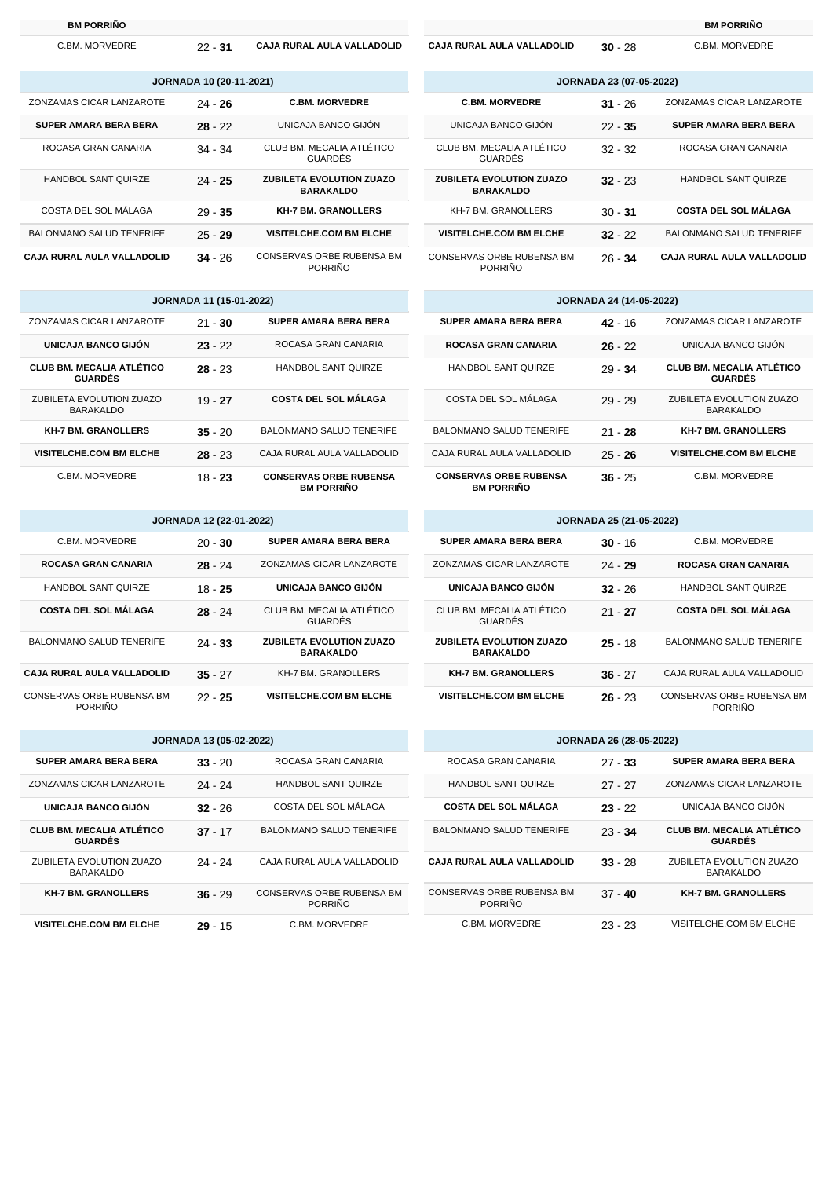| | | |
|---|---|---|
| **BM PORRIÑO** | | |
| C.BM. MORVEDRE | 22 - **31** | **CAJA RURAL AULA VALLADOLID** |

### JORNADA 10 (20-11-2021)

| | | |
|---|---|---|
| ZONZAMAS CICAR LANZAROTE | 24 - **26** | **C.BM. MORVEDRE** |
| **SUPER AMARA BERA BERA** | **28** - 22 | UNICAJA BANCO GIJÓN |
| ROCASA GRAN CANARIA | 34 - 34 | CLUB BM. MECALIA ATLÉTICO GUARDÉS |
| HANDBOL SANT QUIRZE | 24 - **25** | **ZUBILETA EVOLUTION ZUAZO BARAKALDO** |
| COSTA DEL SOL MÁLAGA | 29 - **35** | **KH-7 BM. GRANOLLERS** |
| BALONMANO SALUD TENERIFE | 25 - **29** | **VISITELCHE.COM BM ELCHE** |
| **CAJA RURAL AULA VALLADOLID** | **34** - 26 | CONSERVAS ORBE RUBENSA BM PORRIÑO |

### JORNADA 11 (15-01-2022)

| | | |
|---|---|---|
| ZONZAMAS CICAR LANZAROTE | 21 - **30** | **SUPER AMARA BERA BERA** |
| **UNICAJA BANCO GIJÓN** | **23** - 22 | ROCASA GRAN CANARIA |
| **CLUB BM. MECALIA ATLÉTICO GUARDÉS** | **28** - 23 | HANDBOL SANT QUIRZE |
| ZUBILETA EVOLUTION ZUAZO BARAKALDO | 19 - **27** | **COSTA DEL SOL MÁLAGA** |
| **KH-7 BM. GRANOLLERS** | **35** - 20 | BALONMANO SALUD TENERIFE |
| **VISITELCHE.COM BM ELCHE** | **28** - 23 | CAJA RURAL AULA VALLADOLID |
| C.BM. MORVEDRE | 18 - **23** | **CONSERVAS ORBE RUBENSA BM PORRIÑO** |

### JORNADA 12 (22-01-2022)

| | | |
|---|---|---|
| C.BM. MORVEDRE | 20 - **30** | **SUPER AMARA BERA BERA** |
| **ROCASA GRAN CANARIA** | **28** - 24 | ZONZAMAS CICAR LANZAROTE |
| HANDBOL SANT QUIRZE | 18 - **25** | **UNICAJA BANCO GIJÓN** |
| **COSTA DEL SOL MÁLAGA** | **28** - 24 | CLUB BM. MECALIA ATLÉTICO GUARDÉS |
| BALONMANO SALUD TENERIFE | 24 - **33** | **ZUBILETA EVOLUTION ZUAZO BARAKALDO** |
| **CAJA RURAL AULA VALLADOLID** | **35** - 27 | KH-7 BM. GRANOLLERS |
| CONSERVAS ORBE RUBENSA BM PORRIÑO | 22 - **25** | **VISITELCHE.COM BM ELCHE** |

### JORNADA 13 (05-02-2022)

| | | |
|---|---|---|
| **SUPER AMARA BERA BERA** | **33** - 20 | ROCASA GRAN CANARIA |
| ZONZAMAS CICAR LANZAROTE | 24 - 24 | HANDBOL SANT QUIRZE |
| **UNICAJA BANCO GIJÓN** | **32** - 26 | COSTA DEL SOL MÁLAGA |
| **CLUB BM. MECALIA ATLÉTICO GUARDÉS** | **37** - 17 | BALONMANO SALUD TENERIFE |
| ZUBILETA EVOLUTION ZUAZO BARAKALDO | 24 - 24 | CAJA RURAL AULA VALLADOLID |
| **KH-7 BM. GRANOLLERS** | **36** - 29 | CONSERVAS ORBE RUBENSA BM PORRIÑO |
| **VISITELCHE.COM BM ELCHE** | **29** - 15 | C.BM. MORVEDRE |

| | | |
|---|---|---|
| | | **BM PORRIÑO** |
| **CAJA RURAL AULA VALLADOLID** | **30** - 28 | C.BM. MORVEDRE |

### JORNADA 23 (07-05-2022)

| | | |
|---|---|---|
| **C.BM. MORVEDRE** | **31** - 26 | ZONZAMAS CICAR LANZAROTE |
| UNICAJA BANCO GIJÓN | 22 - **35** | **SUPER AMARA BERA BERA** |
| CLUB BM. MECALIA ATLÉTICO GUARDÉS | 32 - 32 | ROCASA GRAN CANARIA |
| **ZUBILETA EVOLUTION ZUAZO BARAKALDO** | **32** - 23 | HANDBOL SANT QUIRZE |
| KH-7 BM. GRANOLLERS | 30 - **31** | **COSTA DEL SOL MÁLAGA** |
| **VISITELCHE.COM BM ELCHE** | **32** - 22 | BALONMANO SALUD TENERIFE |
| CONSERVAS ORBE RUBENSA BM PORRIÑO | 26 - **34** | **CAJA RURAL AULA VALLADOLID** |

### JORNADA 24 (14-05-2022)

| | | |
|---|---|---|
| **SUPER AMARA BERA BERA** | **42** - 16 | ZONZAMAS CICAR LANZAROTE |
| **ROCASA GRAN CANARIA** | **26** - 22 | UNICAJA BANCO GIJÓN |
| HANDBOL SANT QUIRZE | 29 - **34** | **CLUB BM. MECALIA ATLÉTICO GUARDÉS** |
| COSTA DEL SOL MÁLAGA | 29 - 29 | ZUBILETA EVOLUTION ZUAZO BARAKALDO |
| BALONMANO SALUD TENERIFE | 21 - **28** | **KH-7 BM. GRANOLLERS** |
| CAJA RURAL AULA VALLADOLID | 25 - **26** | **VISITELCHE.COM BM ELCHE** |
| **CONSERVAS ORBE RUBENSA BM PORRIÑO** | **36** - 25 | C.BM. MORVEDRE |

### JORNADA 25 (21-05-2022)

| | | |
|---|---|---|
| **SUPER AMARA BERA BERA** | **30** - 16 | C.BM. MORVEDRE |
| ZONZAMAS CICAR LANZAROTE | 24 - **29** | **ROCASA GRAN CANARIA** |
| **UNICAJA BANCO GIJÓN** | **32** - 26 | HANDBOL SANT QUIRZE |
| CLUB BM. MECALIA ATLÉTICO GUARDÉS | 21 - **27** | **COSTA DEL SOL MÁLAGA** |
| **ZUBILETA EVOLUTION ZUAZO BARAKALDO** | **25** - 18 | BALONMANO SALUD TENERIFE |
| **KH-7 BM. GRANOLLERS** | **36** - 27 | CAJA RURAL AULA VALLADOLID |
| **VISITELCHE.COM BM ELCHE** | **26** - 23 | CONSERVAS ORBE RUBENSA BM PORRIÑO |

### JORNADA 26 (28-05-2022)

| | | |
|---|---|---|
| ROCASA GRAN CANARIA | 27 - **33** | **SUPER AMARA BERA BERA** |
| HANDBOL SANT QUIRZE | 27 - 27 | ZONZAMAS CICAR LANZAROTE |
| **COSTA DEL SOL MÁLAGA** | **23** - 22 | UNICAJA BANCO GIJÓN |
| BALONMANO SALUD TENERIFE | 23 - **34** | **CLUB BM. MECALIA ATLÉTICO GUARDÉS** |
| **CAJA RURAL AULA VALLADOLID** | **33** - 28 | ZUBILETA EVOLUTION ZUAZO BARAKALDO |
| CONSERVAS ORBE RUBENSA BM PORRIÑO | 37 - **40** | **KH-7 BM. GRANOLLERS** |
| C.BM. MORVEDRE | 23 - 23 | VISITELCHE.COM BM ELCHE |